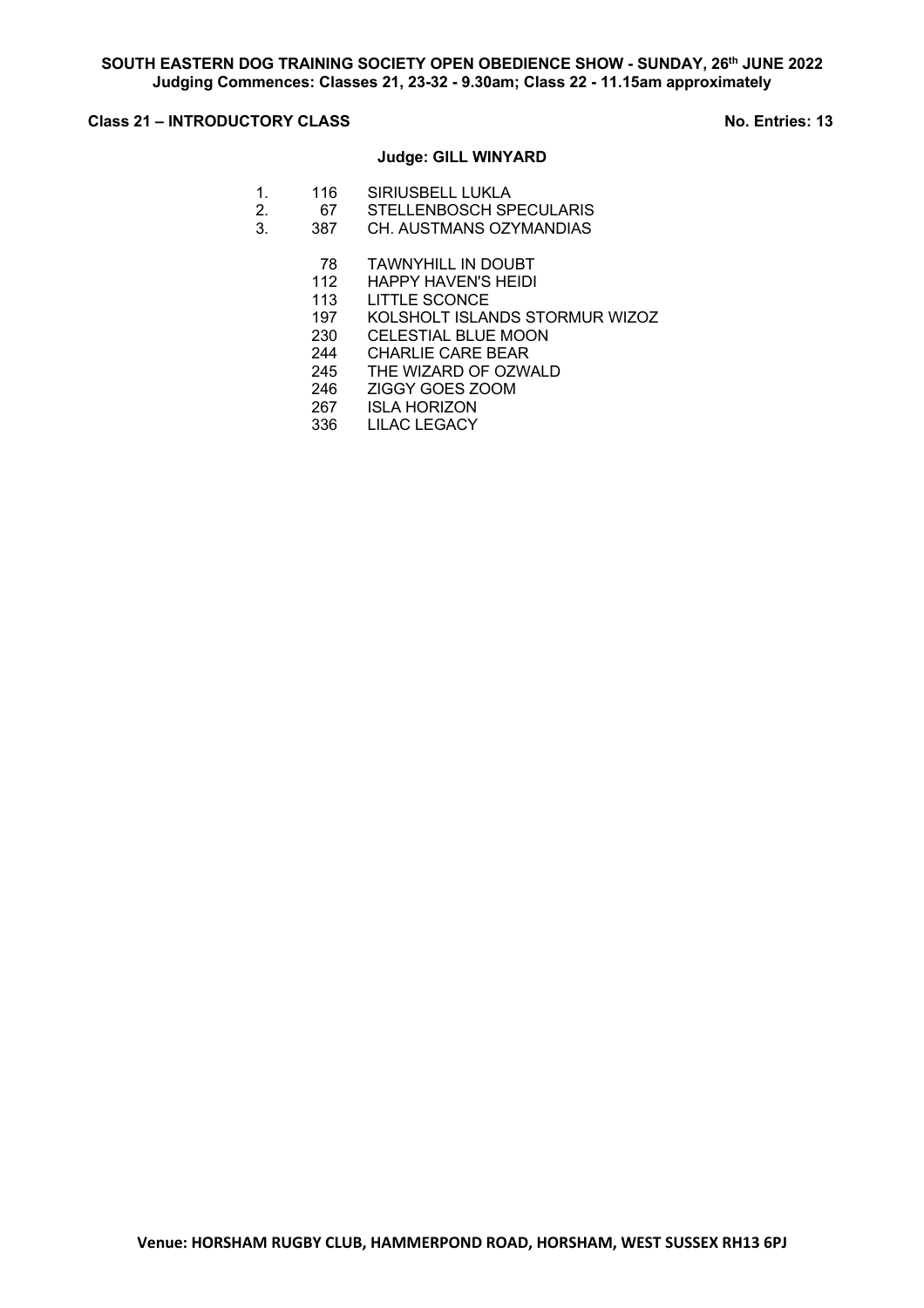**SOUTH EASTERN DOG TRAINING SOCIETY OPEN OBEDIENCE SHOW - SUNDAY, 26th JUNE 2022**
**Judging Commences: Classes 21, 23-32 - 9.30am; Class 22 - 11.15am approximately**

**Class 21 – INTRODUCTORY CLASS** **No. Entries: 13**

**Judge: GILL WINYARD**

| Place | No. | Name |
|---|---|---|
| 1. | 116 | SIRIUSBELL LUKLA |
| 2. | 67 | STELLENBOSCH SPECULARIS |
| 3. | 387 | CH. AUSTMANS OZYMANDIAS |
| | 78 | TAWNYHILL IN DOUBT |
| | 112 | HAPPY HAVEN'S HEIDI |
| | 113 | LITTLE SCONCE |
| | 197 | KOLSHOLT ISLANDS STORMUR WIZOZ |
| | 230 | CELESTIAL BLUE MOON |
| | 244 | CHARLIE CARE BEAR |
| | 245 | THE WIZARD OF OZWALD |
| | 246 | ZIGGY GOES ZOOM |
| | 267 | ISLA HORIZON |
| | 336 | LILAC LEGACY |

**Venue: HORSHAM RUGBY CLUB, HAMMERPOND ROAD, HORSHAM, WEST SUSSEX RH13 6PJ**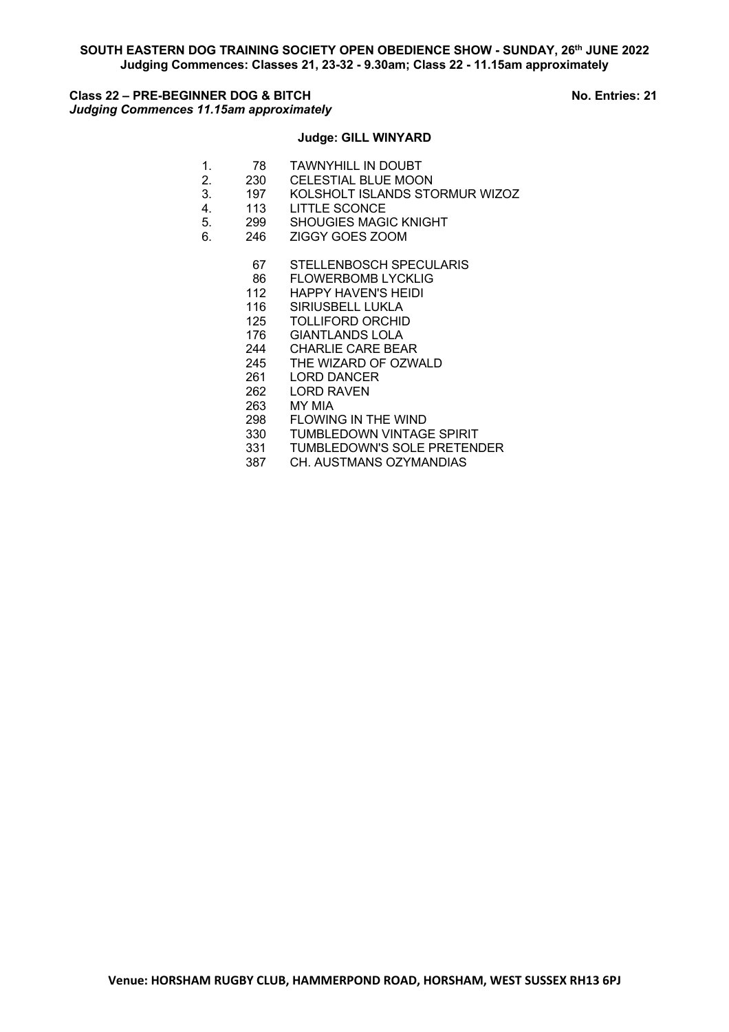**SOUTH EASTERN DOG TRAINING SOCIETY OPEN OBEDIENCE SHOW - SUNDAY, 26th JUNE 2022**
**Judging Commences: Classes 21, 23-32 - 9.30am; Class 22 - 11.15am approximately**

**Class 22 – PRE-BEGINNER DOG & BITCH** **No. Entries: 21**
***Judging Commences 11.15am approximately***

**Judge: GILL WINYARD**

| | | |
|---|---|---|
| 1. | 78 | TAWNYHILL IN DOUBT |
| 2. | 230 | CELESTIAL BLUE MOON |
| 3. | 197 | KOLSHOLT ISLANDS STORMUR WIZOZ |
| 4. | 113 | LITTLE SCONCE |
| 5. | 299 | SHOUGIES MAGIC KNIGHT |
| 6. | 246 | ZIGGY GOES ZOOM |
| | 67 | STELLENBOSCH SPECULARIS |
| | 86 | FLOWERBOMB LYCKLIG |
| | 112 | HAPPY HAVEN'S HEIDI |
| | 116 | SIRIUSBELL LUKLA |
| | 125 | TOLLIFORD ORCHID |
| | 176 | GIANTLANDS LOLA |
| | 244 | CHARLIE CARE BEAR |
| | 245 | THE WIZARD OF OZWALD |
| | 261 | LORD DANCER |
| | 262 | LORD RAVEN |
| | 263 | MY MIA |
| | 298 | FLOWING IN THE WIND |
| | 330 | TUMBLEDOWN VINTAGE SPIRIT |
| | 331 | TUMBLEDOWN'S SOLE PRETENDER |
| | 387 | CH. AUSTMANS OZYMANDIAS |

**Venue: HORSHAM RUGBY CLUB, HAMMERPOND ROAD, HORSHAM, WEST SUSSEX RH13 6PJ**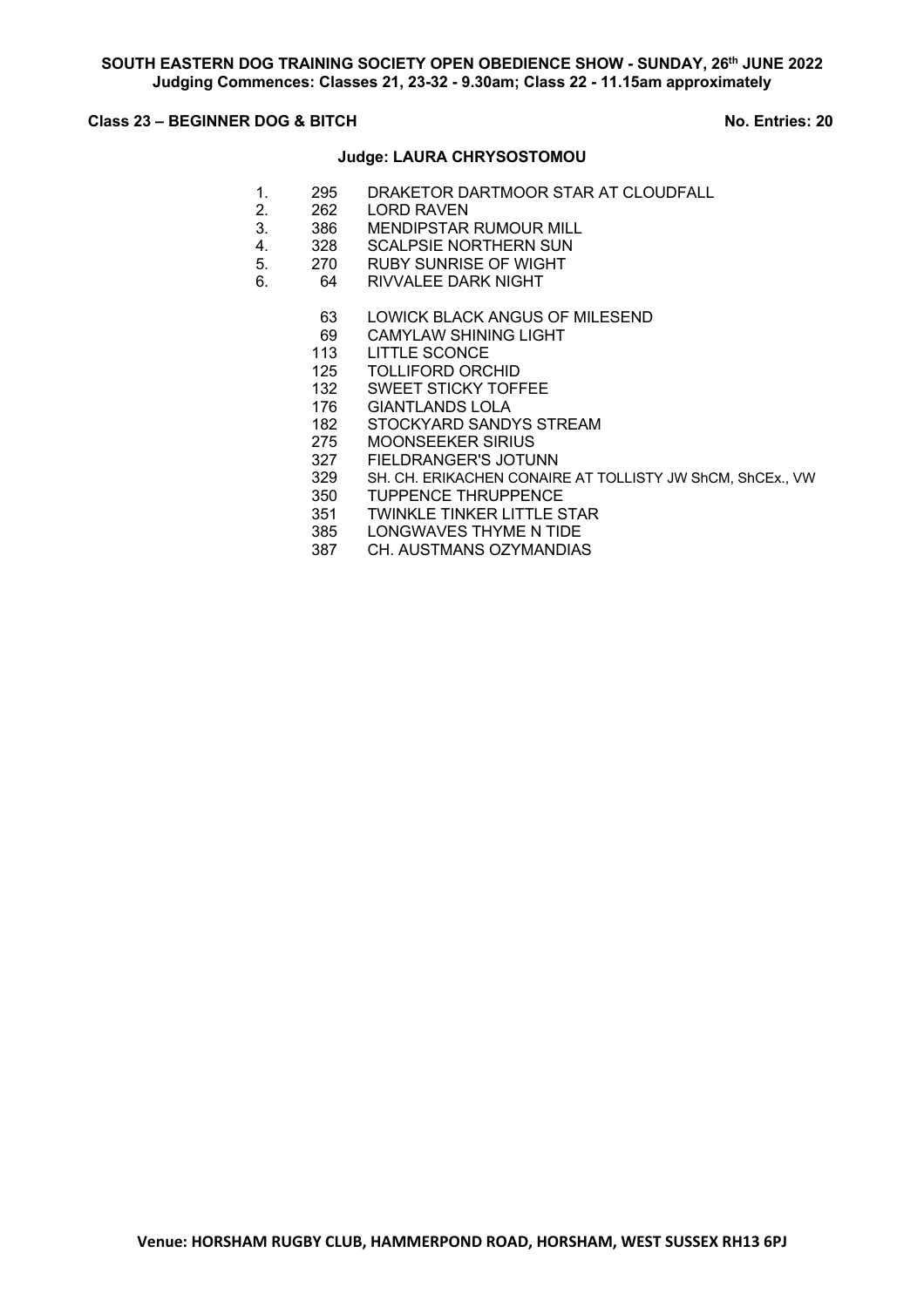**SOUTH EASTERN DOG TRAINING SOCIETY OPEN OBEDIENCE SHOW - SUNDAY, 26th JUNE 2022**
**Judging Commences: Classes 21, 23-32 - 9.30am; Class 22 - 11.15am approximately**

**Class 23 – BEGINNER DOG & BITCH** **No. Entries: 20**

**Judge: LAURA CHRYSOSTOMOU**

| Place | No. | Name |
|---|---|---|
| 1. | 295 | DRAKETOR DARTMOOR STAR AT CLOUDFALL |
| 2. | 262 | LORD RAVEN |
| 3. | 386 | MENDIPSTAR RUMOUR MILL |
| 4. | 328 | SCALPSIE NORTHERN SUN |
| 5. | 270 | RUBY SUNRISE OF WIGHT |
| 6. | 64 | RIVVALEE DARK NIGHT |
| | 63 | LOWICK BLACK ANGUS OF MILESEND |
| | 69 | CAMYLAW SHINING LIGHT |
| | 113 | LITTLE SCONCE |
| | 125 | TOLLIFORD ORCHID |
| | 132 | SWEET STICKY TOFFEE |
| | 176 | GIANTLANDS LOLA |
| | 182 | STOCKYARD SANDYS STREAM |
| | 275 | MOONSEEKER SIRIUS |
| | 327 | FIELDRANGER'S JOTUNN |
| | 329 | SH. CH. ERIKACHEN CONAIRE AT TOLLISTY JW ShCM, ShCEx., VW |
| | 350 | TUPPENCE THRUPPENCE |
| | 351 | TWINKLE TINKER LITTLE STAR |
| | 385 | LONGWAVES THYME N TIDE |
| | 387 | CH. AUSTMANS OZYMANDIAS |

**Venue: HORSHAM RUGBY CLUB, HAMMERPOND ROAD, HORSHAM, WEST SUSSEX RH13 6PJ**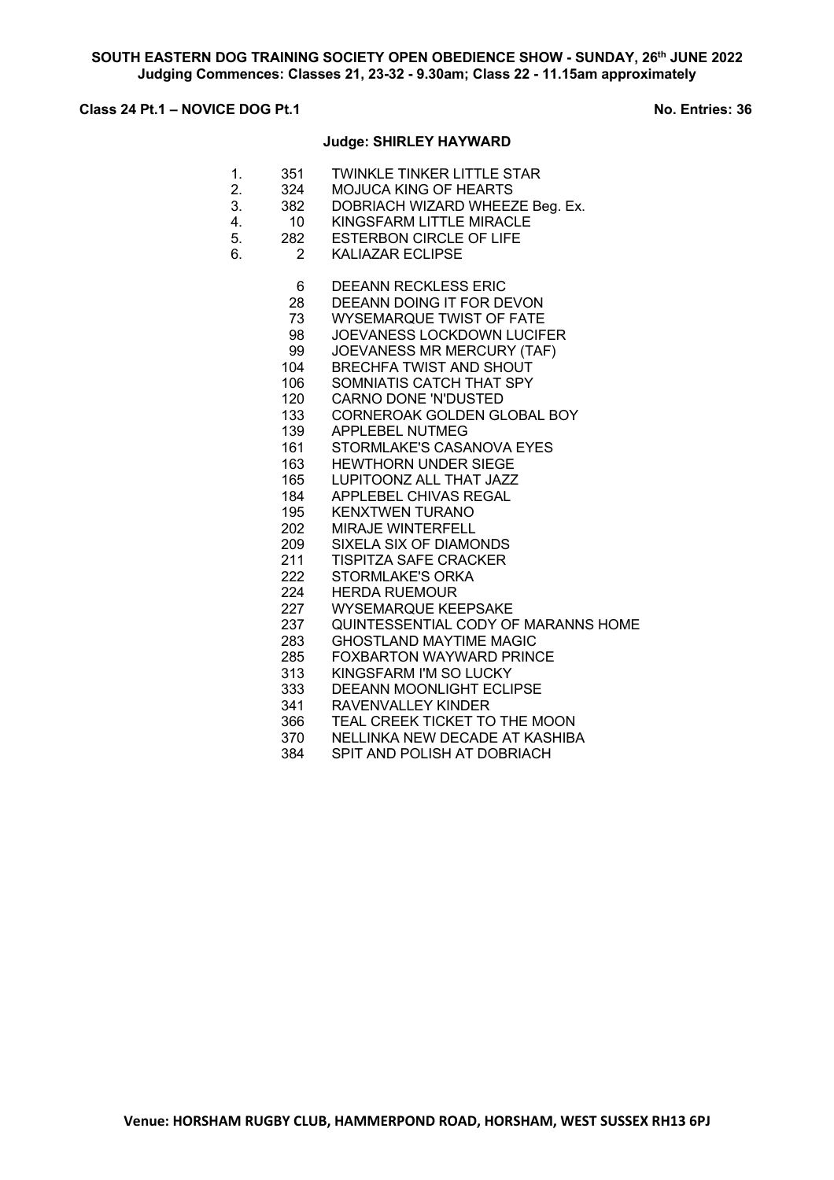**SOUTH EASTERN DOG TRAINING SOCIETY OPEN OBEDIENCE SHOW - SUNDAY, 26th JUNE 2022**
**Judging Commences: Classes 21, 23-32 - 9.30am; Class 22 - 11.15am approximately**

**Class 24 Pt.1 – NOVICE DOG Pt.1** **No. Entries: 36**

**Judge: SHIRLEY HAYWARD**

1. 351 TWINKLE TINKER LITTLE STAR
2. 324 MOJUCA KING OF HEARTS
3. 382 DOBRIACH WIZARD WHEEZE Beg. Ex.
4. 10 KINGSFARM LITTLE MIRACLE
5. 282 ESTERBON CIRCLE OF LIFE
6. 2 KALIAZAR ECLIPSE

6 DEEANN RECKLESS ERIC
28 DEEANN DOING IT FOR DEVON
73 WYSEMARQUE TWIST OF FATE
98 JOEVANESS LOCKDOWN LUCIFER
99 JOEVANESS MR MERCURY (TAF)
104 BRECHFA TWIST AND SHOUT
106 SOMNIATIS CATCH THAT SPY
120 CARNO DONE 'N'DUSTED
133 CORNEROAK GOLDEN GLOBAL BOY
139 APPLEBEL NUTMEG
161 STORMLAKE'S CASANOVA EYES
163 HEWTHORN UNDER SIEGE
165 LUPITOONZ ALL THAT JAZZ
184 APPLEBEL CHIVAS REGAL
195 KENXTWEN TURANO
202 MIRAJE WINTERFELL
209 SIXELA SIX OF DIAMONDS
211 TISPITZA SAFE CRACKER
222 STORMLAKE'S ORKA
224 HERDA RUEMOUR
227 WYSEMARQUE KEEPSAKE
237 QUINTESSENTIAL CODY OF MARANNS HOME
283 GHOSTLAND MAYTIME MAGIC
285 FOXBARTON WAYWARD PRINCE
313 KINGSFARM I'M SO LUCKY
333 DEEANN MOONLIGHT ECLIPSE
341 RAVENVALLEY KINDER
366 TEAL CREEK TICKET TO THE MOON
370 NELLINKA NEW DECADE AT KASHIBA
384 SPIT AND POLISH AT DOBRIACH

**Venue: HORSHAM RUGBY CLUB, HAMMERPOND ROAD, HORSHAM, WEST SUSSEX RH13 6PJ**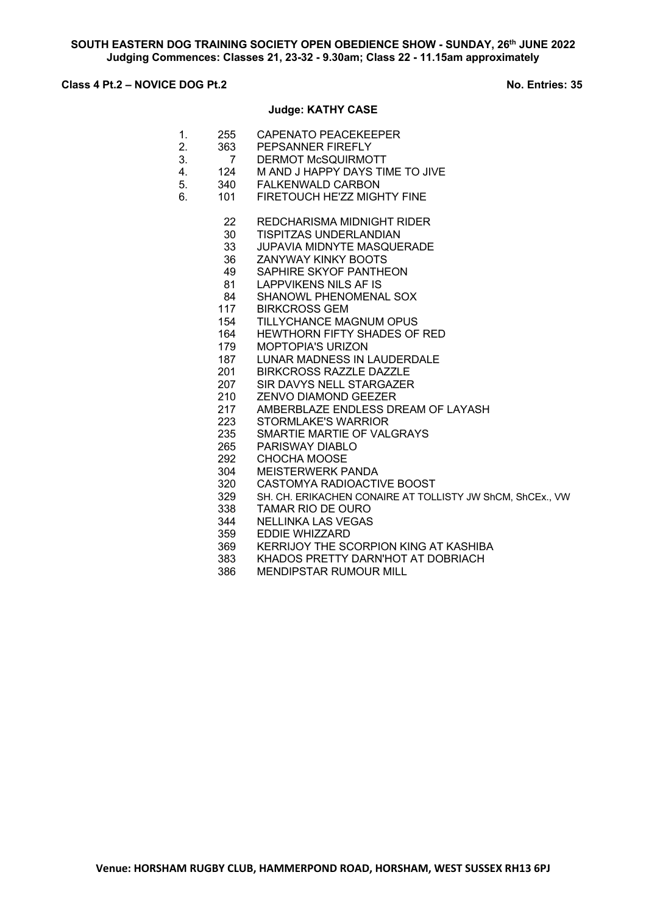**SOUTH EASTERN DOG TRAINING SOCIETY OPEN OBEDIENCE SHOW - SUNDAY, 26th JUNE 2022**
**Judging Commences: Classes 21, 23-32 - 9.30am; Class 22 - 11.15am approximately**

**Class 4 Pt.2 – NOVICE DOG Pt.2** **No. Entries: 35**

**Judge: KATHY CASE**

| Place | No. | Name |
|---|---|---|
| 1. | 255 | CAPENATO PEACEKEEPER |
| 2. | 363 | PEPSANNER FIREFLY |
| 3. | 7 | DERMOT McSQUIRMOTT |
| 4. | 124 | M AND J HAPPY DAYS TIME TO JIVE |
| 5. | 340 | FALKENWALD CARBON |
| 6. | 101 | FIRETOUCH HE'ZZ MIGHTY FINE |
| | 22 | REDCHARISMA MIDNIGHT RIDER |
| | 30 | TISPITZAS UNDERLANDIAN |
| | 33 | JUPAVIA MIDNYTE MASQUERADE |
| | 36 | ZANYWAY KINKY BOOTS |
| | 49 | SAPHIRE SKYOF PANTHEON |
| | 81 | LAPPVIKENS NILS AF IS |
| | 84 | SHANOWL PHENOMENAL SOX |
| | 117 | BIRKCROSS GEM |
| | 154 | TILLYCHANCE MAGNUM OPUS |
| | 164 | HEWTHORN FIFTY SHADES OF RED |
| | 179 | MOPTOPIA'S URIZON |
| | 187 | LUNAR MADNESS IN LAUDERDALE |
| | 201 | BIRKCROSS RAZZLE DAZZLE |
| | 207 | SIR DAVYS NELL STARGAZER |
| | 210 | ZENVO DIAMOND GEEZER |
| | 217 | AMBERBLAZE ENDLESS DREAM OF LAYASH |
| | 223 | STORMLAKE'S WARRIOR |
| | 235 | SMARTIE MARTIE OF VALGRAYS |
| | 265 | PARISWAY DIABLO |
| | 292 | CHOCHA MOOSE |
| | 304 | MEISTERWERK PANDA |
| | 320 | CASTOMYA RADIOACTIVE BOOST |
| | 329 | SH. CH. ERIKACHEN CONAIRE AT TOLLISTY JW ShCM, ShCEx., VW |
| | 338 | TAMAR RIO DE OURO |
| | 344 | NELLINKA LAS VEGAS |
| | 359 | EDDIE WHIZZARD |
| | 369 | KERRIJOY THE SCORPION KING AT KASHIBA |
| | 383 | KHADOS PRETTY DARN'HOT AT DOBRIACH |
| | 386 | MENDIPSTAR RUMOUR MILL |

**Venue: HORSHAM RUGBY CLUB, HAMMERPOND ROAD, HORSHAM, WEST SUSSEX RH13 6PJ**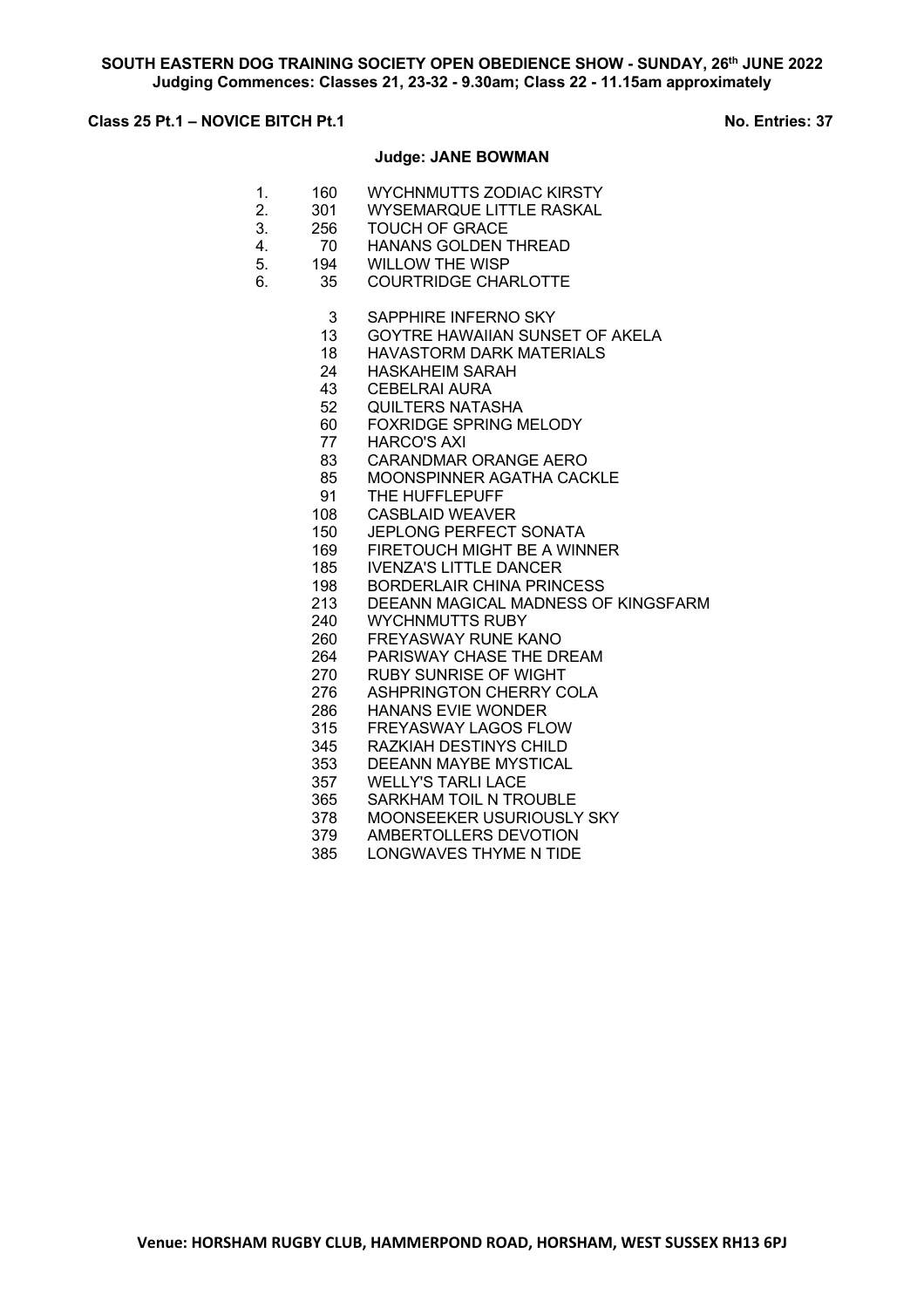**SOUTH EASTERN DOG TRAINING SOCIETY OPEN OBEDIENCE SHOW - SUNDAY, 26th JUNE 2022**
**Judging Commences: Classes 21, 23-32 - 9.30am; Class 22 - 11.15am approximately**

**Class 25 Pt.1 – NOVICE BITCH Pt.1** **No. Entries: 37**

**Judge: JANE BOWMAN**

| Place | No. | Name |
|---|---|---|
| 1. | 160 | WYCHNMUTTS ZODIAC KIRSTY |
| 2. | 301 | WYSEMARQUE LITTLE RASKAL |
| 3. | 256 | TOUCH OF GRACE |
| 4. | 70 | HANANS GOLDEN THREAD |
| 5. | 194 | WILLOW THE WISP |
| 6. | 35 | COURTRIDGE CHARLOTTE |
| | 3 | SAPPHIRE INFERNO SKY |
| | 13 | GOYTRE HAWAIIAN SUNSET OF AKELA |
| | 18 | HAVASTORM DARK MATERIALS |
| | 24 | HASKAHEIM SARAH |
| | 43 | CEBELRAI AURA |
| | 52 | QUILTERS NATASHA |
| | 60 | FOXRIDGE SPRING MELODY |
| | 77 | HARCO'S AXI |
| | 83 | CARANDMAR ORANGE AERO |
| | 85 | MOONSPINNER AGATHA CACKLE |
| | 91 | THE HUFFLEPUFF |
| | 108 | CASBLAID WEAVER |
| | 150 | JEPLONG PERFECT SONATA |
| | 169 | FIRETOUCH MIGHT BE A WINNER |
| | 185 | IVENZA'S LITTLE DANCER |
| | 198 | BORDERLAIR CHINA PRINCESS |
| | 213 | DEEANN MAGICAL MADNESS OF KINGSFARM |
| | 240 | WYCHNMUTTS RUBY |
| | 260 | FREYASWAY RUNE KANO |
| | 264 | PARISWAY CHASE THE DREAM |
| | 270 | RUBY SUNRISE OF WIGHT |
| | 276 | ASHPRINGTON CHERRY COLA |
| | 286 | HANANS EVIE WONDER |
| | 315 | FREYASWAY LAGOS FLOW |
| | 345 | RAZKIAH DESTINYS CHILD |
| | 353 | DEEANN MAYBE MYSTICAL |
| | 357 | WELLY'S TARLI LACE |
| | 365 | SARKHAM TOIL N TROUBLE |
| | 378 | MOONSEEKER USURIOUSLY SKY |
| | 379 | AMBERTOLLERS DEVOTION |
| | 385 | LONGWAVES THYME N TIDE |

**Venue: HORSHAM RUGBY CLUB, HAMMERPOND ROAD, HORSHAM, WEST SUSSEX RH13 6PJ**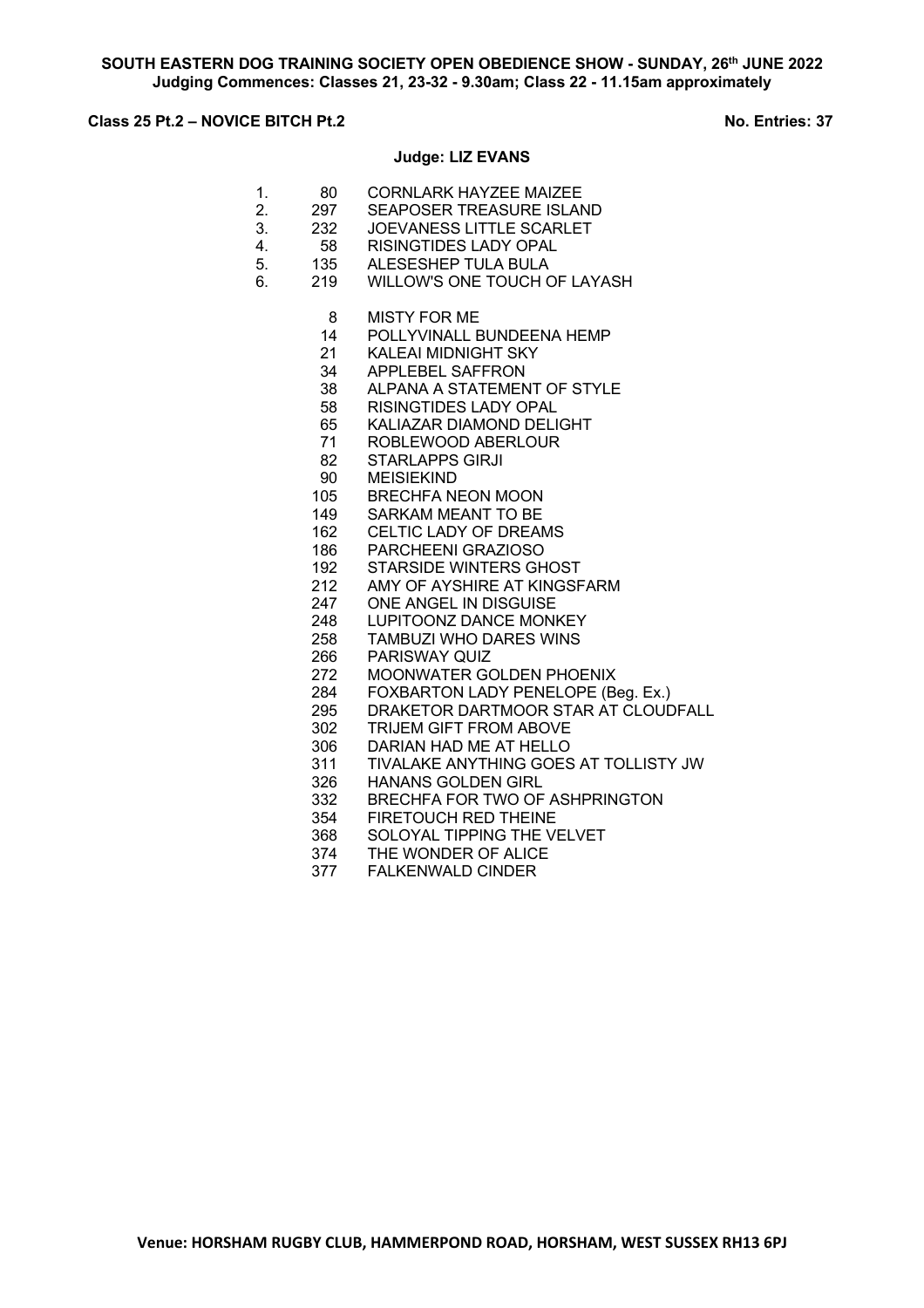**SOUTH EASTERN DOG TRAINING SOCIETY OPEN OBEDIENCE SHOW - SUNDAY, 26th JUNE 2022**
**Judging Commences: Classes 21, 23-32 - 9.30am; Class 22 - 11.15am approximately**

**Class 25 Pt.2 – NOVICE BITCH Pt.2** **No. Entries: 37**

**Judge: LIZ EVANS**

| Place | No. | Name |
|---|---|---|
| 1. | 80 | CORNLARK HAYZEE MAIZEE |
| 2. | 297 | SEAPOSER TREASURE ISLAND |
| 3. | 232 | JOEVANESS LITTLE SCARLET |
| 4. | 58 | RISINGTIDES LADY OPAL |
| 5. | 135 | ALESESHEP TULA BULA |
| 6. | 219 | WILLOW'S ONE TOUCH OF LAYASH |

| No. | Name |
|---|---|
| 8 | MISTY FOR ME |
| 14 | POLLYVINALL BUNDEENA HEMP |
| 21 | KALEAI MIDNIGHT SKY |
| 34 | APPLEBEL SAFFRON |
| 38 | ALPANA A STATEMENT OF STYLE |
| 58 | RISINGTIDES LADY OPAL |
| 65 | KALIAZAR DIAMOND DELIGHT |
| 71 | ROBLEWOOD ABERLOUR |
| 82 | STARLAPPS GIRJI |
| 90 | MEISIEKIND |
| 105 | BRECHFA NEON MOON |
| 149 | SARKAM MEANT TO BE |
| 162 | CELTIC LADY OF DREAMS |
| 186 | PARCHEENI GRAZIOSO |
| 192 | STARSIDE WINTERS GHOST |
| 212 | AMY OF AYSHIRE AT KINGSFARM |
| 247 | ONE ANGEL IN DISGUISE |
| 248 | LUPITOONZ DANCE MONKEY |
| 258 | TAMBUZI WHO DARES WINS |
| 266 | PARISWAY QUIZ |
| 272 | MOONWATER GOLDEN PHOENIX |
| 284 | FOXBARTON LADY PENELOPE (Beg. Ex.) |
| 295 | DRAKETOR DARTMOOR STAR AT CLOUDFALL |
| 302 | TRIJEM GIFT FROM ABOVE |
| 306 | DARIAN HAD ME AT HELLO |
| 311 | TIVALAKE ANYTHING GOES AT TOLLISTY JW |
| 326 | HANANS GOLDEN GIRL |
| 332 | BRECHFA FOR TWO OF ASHPRINGTON |
| 354 | FIRETOUCH RED THEINE |
| 368 | SOLOYAL TIPPING THE VELVET |
| 374 | THE WONDER OF ALICE |
| 377 | FALKENWALD CINDER |

**Venue: HORSHAM RUGBY CLUB, HAMMERPOND ROAD, HORSHAM, WEST SUSSEX RH13 6PJ**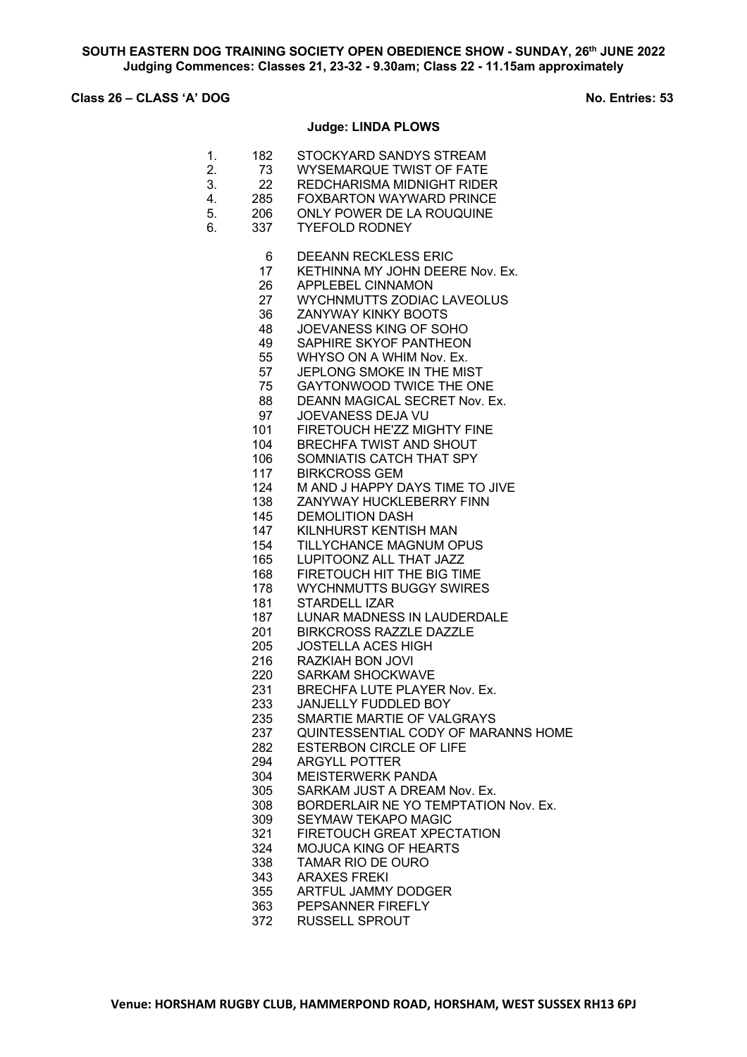**SOUTH EASTERN DOG TRAINING SOCIETY OPEN OBEDIENCE SHOW - SUNDAY, 26th JUNE 2022**
**Judging Commences: Classes 21, 23-32 - 9.30am; Class 22 - 11.15am approximately**

**Class 26 – CLASS 'A' DOG** **No. Entries: 53**

**Judge: LINDA PLOWS**

| Place | No. | Name |
|---|---|---|
| 1. | 182 | STOCKYARD SANDYS STREAM |
| 2. | 73 | WYSEMARQUE TWIST OF FATE |
| 3. | 22 | REDCHARISMA MIDNIGHT RIDER |
| 4. | 285 | FOXBARTON WAYWARD PRINCE |
| 5. | 206 | ONLY POWER DE LA ROUQUINE |
| 6. | 337 | TYEFOLD RODNEY |

| No. | Name |
|---|---|
| 6 | DEEANN RECKLESS ERIC |
| 17 | KETHINNA MY JOHN DEERE Nov. Ex. |
| 26 | APPLEBEL CINNAMON |
| 27 | WYCHNMUTTS ZODIAC LAVEOLUS |
| 36 | ZANYWAY KINKY BOOTS |
| 48 | JOEVANESS KING OF SOHO |
| 49 | SAPHIRE SKYOF PANTHEON |
| 55 | WHYSO ON A WHIM Nov. Ex. |
| 57 | JEPLONG SMOKE IN THE MIST |
| 75 | GAYTONWOOD TWICE THE ONE |
| 88 | DEANN MAGICAL SECRET Nov. Ex. |
| 97 | JOEVANESS DEJA VU |
| 101 | FIRETOUCH HE'ZZ MIGHTY FINE |
| 104 | BRECHFA TWIST AND SHOUT |
| 106 | SOMNIATIS CATCH THAT SPY |
| 117 | BIRKCROSS GEM |
| 124 | M AND J HAPPY DAYS TIME TO JIVE |
| 138 | ZANYWAY HUCKLEBERRY FINN |
| 145 | DEMOLITION DASH |
| 147 | KILNHURST KENTISH MAN |
| 154 | TILLYCHANCE MAGNUM OPUS |
| 165 | LUPITOONZ ALL THAT JAZZ |
| 168 | FIRETOUCH HIT THE BIG TIME |
| 178 | WYCHNMUTTS BUGGY SWIRES |
| 181 | STARDELL IZAR |
| 187 | LUNAR MADNESS IN LAUDERDALE |
| 201 | BIRKCROSS RAZZLE DAZZLE |
| 205 | JOSTELLA ACES HIGH |
| 216 | RAZKIAH BON JOVI |
| 220 | SARKAM SHOCKWAVE |
| 231 | BRECHFA LUTE PLAYER Nov. Ex. |
| 233 | JANJELLY FUDDLED BOY |
| 235 | SMARTIE MARTIE OF VALGRAYS |
| 237 | QUINTESSENTIAL CODY OF MARANNS HOME |
| 282 | ESTERBON CIRCLE OF LIFE |
| 294 | ARGYLL POTTER |
| 304 | MEISTERWERK PANDA |
| 305 | SARKAM JUST A DREAM Nov. Ex. |
| 308 | BORDERLAIR NE YO TEMPTATION Nov. Ex. |
| 309 | SEYMAW TEKAPO MAGIC |
| 321 | FIRETOUCH GREAT XPECTATION |
| 324 | MOJUCA KING OF HEARTS |
| 338 | TAMAR RIO DE OURO |
| 343 | ARAXES FREKI |
| 355 | ARTFUL JAMMY DODGER |
| 363 | PEPSANNER FIREFLY |
| 372 | RUSSELL SPROUT |

**Venue: HORSHAM RUGBY CLUB, HAMMERPOND ROAD, HORSHAM, WEST SUSSEX RH13 6PJ**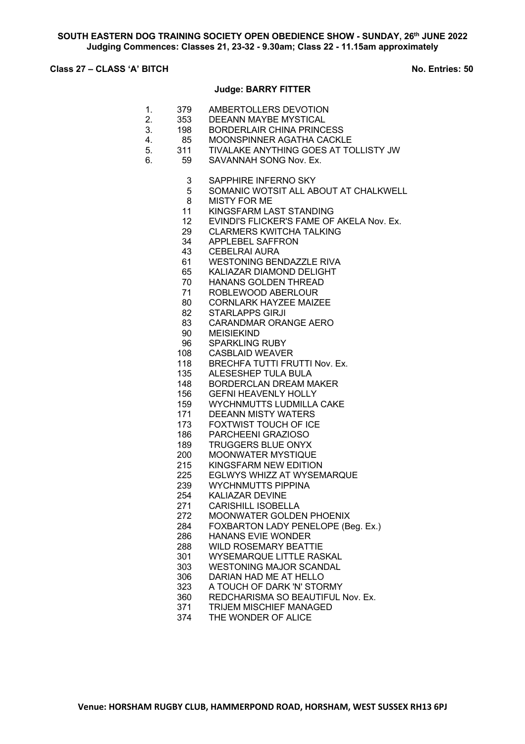**SOUTH EASTERN DOG TRAINING SOCIETY OPEN OBEDIENCE SHOW - SUNDAY, 26th JUNE 2022**
**Judging Commences: Classes 21, 23-32 - 9.30am; Class 22 - 11.15am approximately**

**Class 27 – CLASS 'A' BITCH** **No. Entries: 50**

**Judge: BARRY FITTER**

| Place | No. | Name |
|---|---|---|
| 1. | 379 | AMBERTOLLERS DEVOTION |
| 2. | 353 | DEEANN MAYBE MYSTICAL |
| 3. | 198 | BORDERLAIR CHINA PRINCESS |
| 4. | 85 | MOONSPINNER AGATHA CACKLE |
| 5. | 311 | TIVALAKE ANYTHING GOES AT TOLLISTY JW |
| 6. | 59 | SAVANNAH SONG Nov. Ex. |

| No. | Name |
|---|---|
| 3 | SAPPHIRE INFERNO SKY |
| 5 | SOMANIC WOTSIT ALL ABOUT AT CHALKWELL |
| 8 | MISTY FOR ME |
| 11 | KINGSFARM LAST STANDING |
| 12 | EVINDI'S FLICKER'S FAME OF AKELA Nov. Ex. |
| 29 | CLARMERS KWITCHA TALKING |
| 34 | APPLEBEL SAFFRON |
| 43 | CEBELRAI AURA |
| 61 | WESTONING BENDAZZLE RIVA |
| 65 | KALIAZAR DIAMOND DELIGHT |
| 70 | HANANS GOLDEN THREAD |
| 71 | ROBLEWOOD ABERLOUR |
| 80 | CORNLARK HAYZEE MAIZEE |
| 82 | STARLAPPS GIRJI |
| 83 | CARANDMAR ORANGE AERO |
| 90 | MEISIEKIND |
| 96 | SPARKLING RUBY |
| 108 | CASBLAID WEAVER |
| 118 | BRECHFA TUTTI FRUTTI Nov. Ex. |
| 135 | ALESESHEP TULA BULA |
| 148 | BORDERCLAN DREAM MAKER |
| 156 | GEFNI HEAVENLY HOLLY |
| 159 | WYCHNMUTTS LUDMILLA CAKE |
| 171 | DEEANN MISTY WATERS |
| 173 | FOXTWIST TOUCH OF ICE |
| 186 | PARCHEENI GRAZIOSO |
| 189 | TRUGGERS BLUE ONYX |
| 200 | MOONWATER MYSTIQUE |
| 215 | KINGSFARM NEW EDITION |
| 225 | EGLWYS WHIZZ AT WYSEMARQUE |
| 239 | WYCHNMUTTS PIPPINA |
| 254 | KALIAZAR DEVINE |
| 271 | CARISHILL ISOBELLA |
| 272 | MOONWATER GOLDEN PHOENIX |
| 284 | FOXBARTON LADY PENELOPE (Beg. Ex.) |
| 286 | HANANS EVIE WONDER |
| 288 | WILD ROSEMARY BEATTIE |
| 301 | WYSEMARQUE LITTLE RASKAL |
| 303 | WESTONING MAJOR SCANDAL |
| 306 | DARIAN HAD ME AT HELLO |
| 323 | A TOUCH OF DARK 'N' STORMY |
| 360 | REDCHARISMA SO BEAUTIFUL Nov. Ex. |
| 371 | TRIJEM MISCHIEF MANAGED |
| 374 | THE WONDER OF ALICE |

**Venue: HORSHAM RUGBY CLUB, HAMMERPOND ROAD, HORSHAM, WEST SUSSEX RH13 6PJ**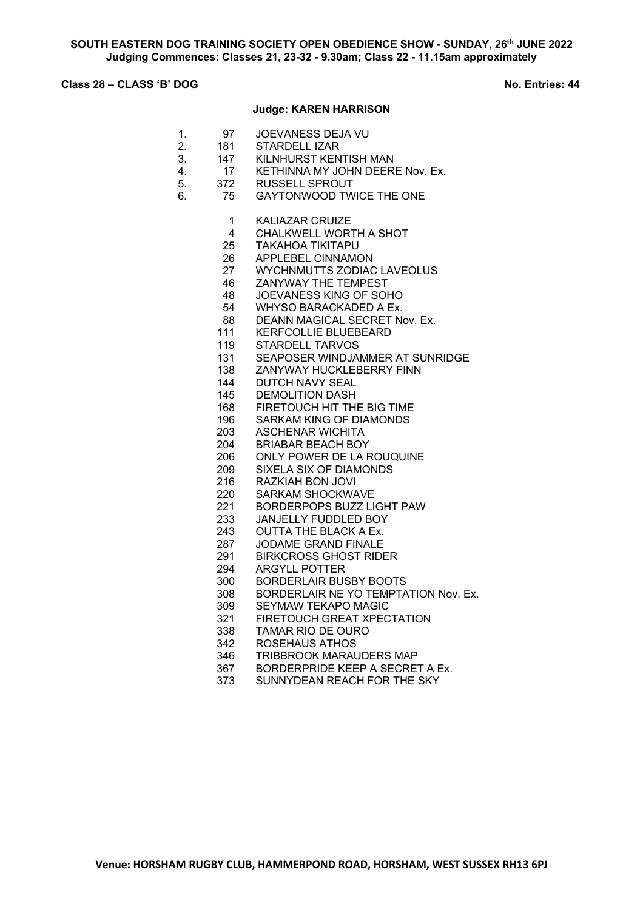**SOUTH EASTERN DOG TRAINING SOCIETY OPEN OBEDIENCE SHOW - SUNDAY, 26th JUNE 2022**
**Judging Commences: Classes 21, 23-32 - 9.30am; Class 22 - 11.15am approximately**

**Class 28 – CLASS 'B' DOG** **No. Entries: 44**

**Judge: KAREN HARRISON**

1. 97 JOEVANESS DEJA VU
2. 181 STARDELL IZAR
3. 147 KILNHURST KENTISH MAN
4. 17 KETHINNA MY JOHN DEERE Nov. Ex.
5. 372 RUSSELL SPROUT
6. 75 GAYTONWOOD TWICE THE ONE

1 KALIAZAR CRUIZE
4 CHALKWELL WORTH A SHOT
25 TAKAHOA TIKITAPU
26 APPLEBEL CINNAMON
27 WYCHNMUTTS ZODIAC LAVEOLUS
46 ZANYWAY THE TEMPEST
48 JOEVANESS KING OF SOHO
54 WHYSO BARACKADED A Ex.
88 DEANN MAGICAL SECRET Nov. Ex.
111 KERFCOLLIE BLUEBEARD
119 STARDELL TARVOS
131 SEAPOSER WINDJAMMER AT SUNRIDGE
138 ZANYWAY HUCKLEBERRY FINN
144 DUTCH NAVY SEAL
145 DEMOLITION DASH
168 FIRETOUCH HIT THE BIG TIME
196 SARKAM KING OF DIAMONDS
203 ASCHENAR WICHITA
204 BRIABAR BEACH BOY
206 ONLY POWER DE LA ROUQUINE
209 SIXELA SIX OF DIAMONDS
216 RAZKIAH BON JOVI
220 SARKAM SHOCKWAVE
221 BORDERPOPS BUZZ LIGHT PAW
233 JANJELLY FUDDLED BOY
243 OUTTA THE BLACK A Ex.
287 JODAME GRAND FINALE
291 BIRKCROSS GHOST RIDER
294 ARGYLL POTTER
300 BORDERLAIR BUSBY BOOTS
308 BORDERLAIR NE YO TEMPTATION Nov. Ex.
309 SEYMAW TEKAPO MAGIC
321 FIRETOUCH GREAT XPECTATION
338 TAMAR RIO DE OURO
342 ROSEHAUS ATHOS
346 TRIBBROOK MARAUDERS MAP
367 BORDERPRIDE KEEP A SECRET A Ex.
373 SUNNYDEAN REACH FOR THE SKY

**Venue: HORSHAM RUGBY CLUB, HAMMERPOND ROAD, HORSHAM, WEST SUSSEX RH13 6PJ**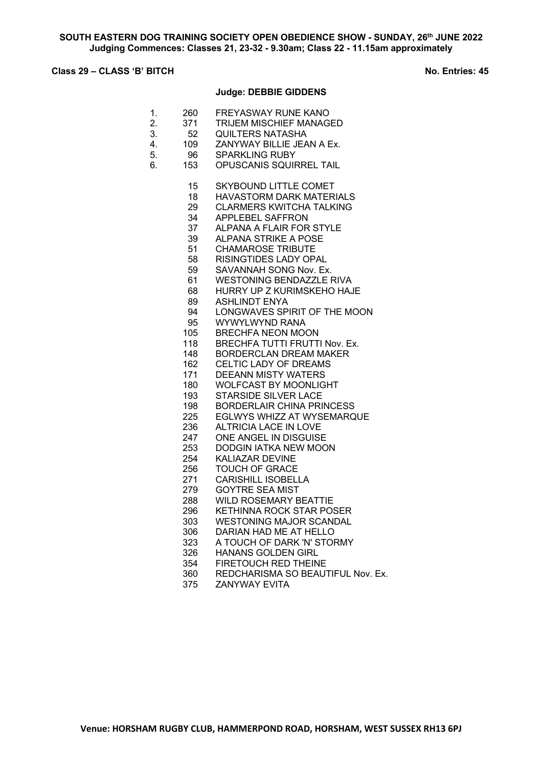**SOUTH EASTERN DOG TRAINING SOCIETY OPEN OBEDIENCE SHOW - SUNDAY, 26th JUNE 2022**
**Judging Commences: Classes 21, 23-32 - 9.30am; Class 22 - 11.15am approximately**

**Class 29 – CLASS 'B' BITCH** **No. Entries: 45**

**Judge: DEBBIE GIDDENS**

| Place | No. | Name |
|---|---|---|
| 1. | 260 | FREYASWAY RUNE KANO |
| 2. | 371 | TRIJEM MISCHIEF MANAGED |
| 3. | 52 | QUILTERS NATASHA |
| 4. | 109 | ZANYWAY BILLIE JEAN A Ex. |
| 5. | 96 | SPARKLING RUBY |
| 6. | 153 | OPUSCANIS SQUIRREL TAIL |
| | 15 | SKYBOUND LITTLE COMET |
| | 18 | HAVASTORM DARK MATERIALS |
| | 29 | CLARMERS KWITCHA TALKING |
| | 34 | APPLEBEL SAFFRON |
| | 37 | ALPANA A FLAIR FOR STYLE |
| | 39 | ALPANA STRIKE A POSE |
| | 51 | CHAMAROSE TRIBUTE |
| | 58 | RISINGTIDES LADY OPAL |
| | 59 | SAVANNAH SONG Nov. Ex. |
| | 61 | WESTONING BENDAZZLE RIVA |
| | 68 | HURRY UP Z KURIMSKEHO HAJE |
| | 89 | ASHLINDT ENYA |
| | 94 | LONGWAVES SPIRIT OF THE MOON |
| | 95 | WYWYLWYND RANA |
| | 105 | BRECHFA NEON MOON |
| | 118 | BRECHFA TUTTI FRUTTI Nov. Ex. |
| | 148 | BORDERCLAN DREAM MAKER |
| | 162 | CELTIC LADY OF DREAMS |
| | 171 | DEEANN MISTY WATERS |
| | 180 | WOLFCAST BY MOONLIGHT |
| | 193 | STARSIDE SILVER LACE |
| | 198 | BORDERLAIR CHINA PRINCESS |
| | 225 | EGLWYS WHIZZ AT WYSEMARQUE |
| | 236 | ALTRICIA LACE IN LOVE |
| | 247 | ONE ANGEL IN DISGUISE |
| | 253 | DODGIN IATKA NEW MOON |
| | 254 | KALIAZAR DEVINE |
| | 256 | TOUCH OF GRACE |
| | 271 | CARISHILL ISOBELLA |
| | 279 | GOYTRE SEA MIST |
| | 288 | WILD ROSEMARY BEATTIE |
| | 296 | KETHINNA ROCK STAR POSER |
| | 303 | WESTONING MAJOR SCANDAL |
| | 306 | DARIAN HAD ME AT HELLO |
| | 323 | A TOUCH OF DARK 'N' STORMY |
| | 326 | HANANS GOLDEN GIRL |
| | 354 | FIRETOUCH RED THEINE |
| | 360 | REDCHARISMA SO BEAUTIFUL Nov. Ex. |
| | 375 | ZANYWAY EVITA |

**Venue: HORSHAM RUGBY CLUB, HAMMERPOND ROAD, HORSHAM, WEST SUSSEX RH13 6PJ**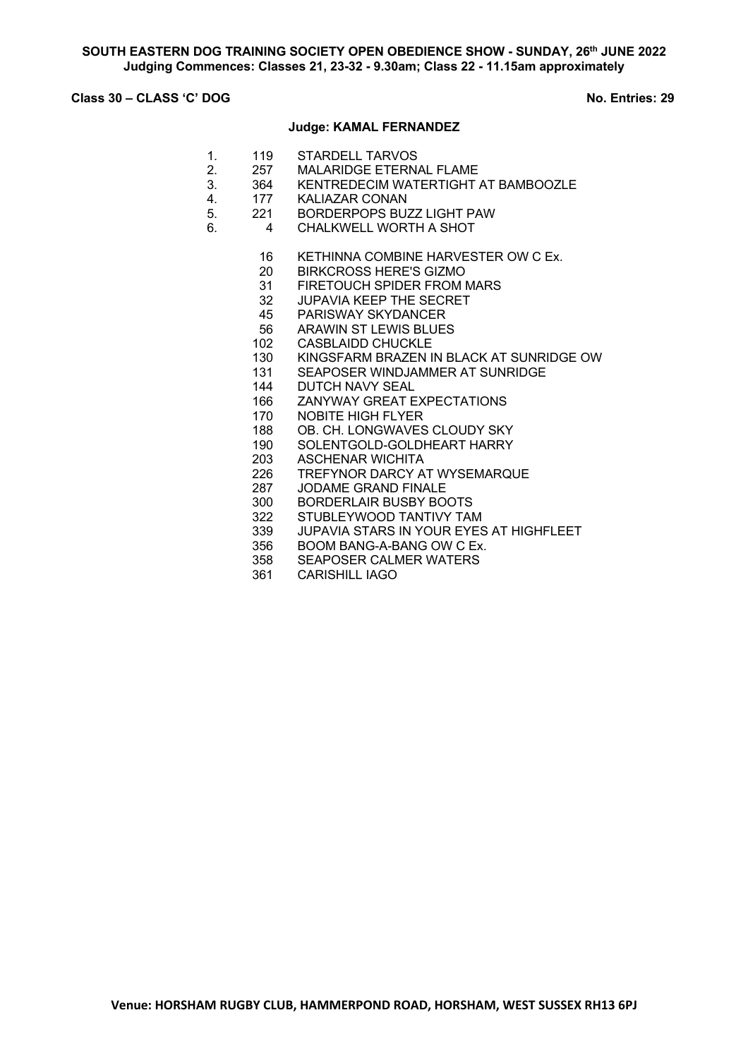**SOUTH EASTERN DOG TRAINING SOCIETY OPEN OBEDIENCE SHOW - SUNDAY, 26th JUNE 2022**
**Judging Commences: Classes 21, 23-32 - 9.30am; Class 22 - 11.15am approximately**

**Class 30 – CLASS 'C' DOG** **No. Entries: 29**

**Judge: KAMAL FERNANDEZ**

| | | |
|---|---|---|
| 1. | 119 | STARDELL TARVOS |
| 2. | 257 | MALARIDGE ETERNAL FLAME |
| 3. | 364 | KENTREDECIM WATERTIGHT AT BAMBOOZLE |
| 4. | 177 | KALIAZAR CONAN |
| 5. | 221 | BORDERPOPS BUZZ LIGHT PAW |
| 6. | 4 | CHALKWELL WORTH A SHOT |
| | 16 | KETHINNA COMBINE HARVESTER OW C Ex. |
| | 20 | BIRKCROSS HERE'S GIZMO |
| | 31 | FIRETOUCH SPIDER FROM MARS |
| | 32 | JUPAVIA KEEP THE SECRET |
| | 45 | PARISWAY SKYDANCER |
| | 56 | ARAWIN ST LEWIS BLUES |
| | 102 | CASBLAIDD CHUCKLE |
| | 130 | KINGSFARM BRAZEN IN BLACK AT SUNRIDGE OW |
| | 131 | SEAPOSER WINDJAMMER AT SUNRIDGE |
| | 144 | DUTCH NAVY SEAL |
| | 166 | ZANYWAY GREAT EXPECTATIONS |
| | 170 | NOBITE HIGH FLYER |
| | 188 | OB. CH. LONGWAVES CLOUDY SKY |
| | 190 | SOLENTGOLD-GOLDHEART HARRY |
| | 203 | ASCHENAR WICHITA |
| | 226 | TREFYNOR DARCY AT WYSEMARQUE |
| | 287 | JODAME GRAND FINALE |
| | 300 | BORDERLAIR BUSBY BOOTS |
| | 322 | STUBLEYWOOD TANTIVY TAM |
| | 339 | JUPAVIA STARS IN YOUR EYES AT HIGHFLEET |
| | 356 | BOOM BANG-A-BANG OW C Ex. |
| | 358 | SEAPOSER CALMER WATERS |
| | 361 | CARISHILL IAGO |

**Venue: HORSHAM RUGBY CLUB, HAMMERPOND ROAD, HORSHAM, WEST SUSSEX RH13 6PJ**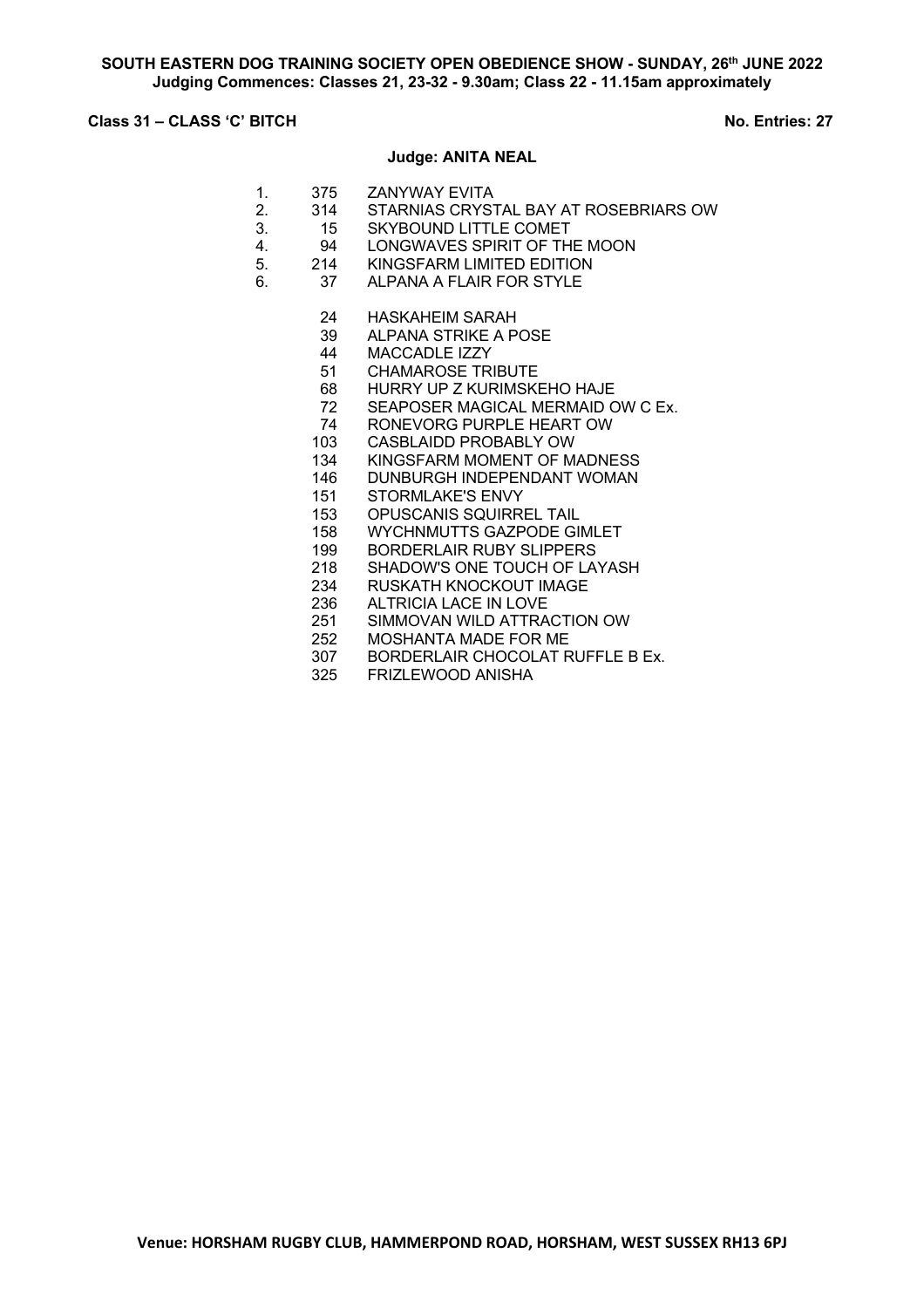**Class 31 – CLASS 'C' BITCH** **No. Entries: 27**

**Judge: ANITA NEAL**

| | | |
|---|---|---|
| 1. | 375 | ZANYWAY EVITA |
| 2. | 314 | STARNIAS CRYSTAL BAY AT ROSEBRIARS OW |
| 3. | 15 | SKYBOUND LITTLE COMET |
| 4. | 94 | LONGWAVES SPIRIT OF THE MOON |
| 5. | 214 | KINGSFARM LIMITED EDITION |
| 6. | 37 | ALPANA A FLAIR FOR STYLE |

| | |
|---|---|
| 24 | HASKAHEIM SARAH |
| 39 | ALPANA STRIKE A POSE |
| 44 | MACCADLE IZZY |
| 51 | CHAMAROSE TRIBUTE |
| 68 | HURRY UP Z KURIMSKEHO HAJE |
| 72 | SEAPOSER MAGICAL MERMAID OW C Ex. |
| 74 | RONEVORG PURPLE HEART OW |
| 103 | CASBLAIDD PROBABLY OW |
| 134 | KINGSFARM MOMENT OF MADNESS |
| 146 | DUNBURGH INDEPENDANT WOMAN |
| 151 | STORMLAKE'S ENVY |
| 153 | OPUSCANIS SQUIRREL TAIL |
| 158 | WYCHNMUTTS GAZPODE GIMLET |
| 199 | BORDERLAIR RUBY SLIPPERS |
| 218 | SHADOW'S ONE TOUCH OF LAYASH |
| 234 | RUSKATH KNOCKOUT IMAGE |
| 236 | ALTRICIA LACE IN LOVE |
| 251 | SIMMOVAN WILD ATTRACTION OW |
| 252 | MOSHANTA MADE FOR ME |
| 307 | BORDERLAIR CHOCOLAT RUFFLE B Ex. |
| 325 | FRIZLEWOOD ANISHA |